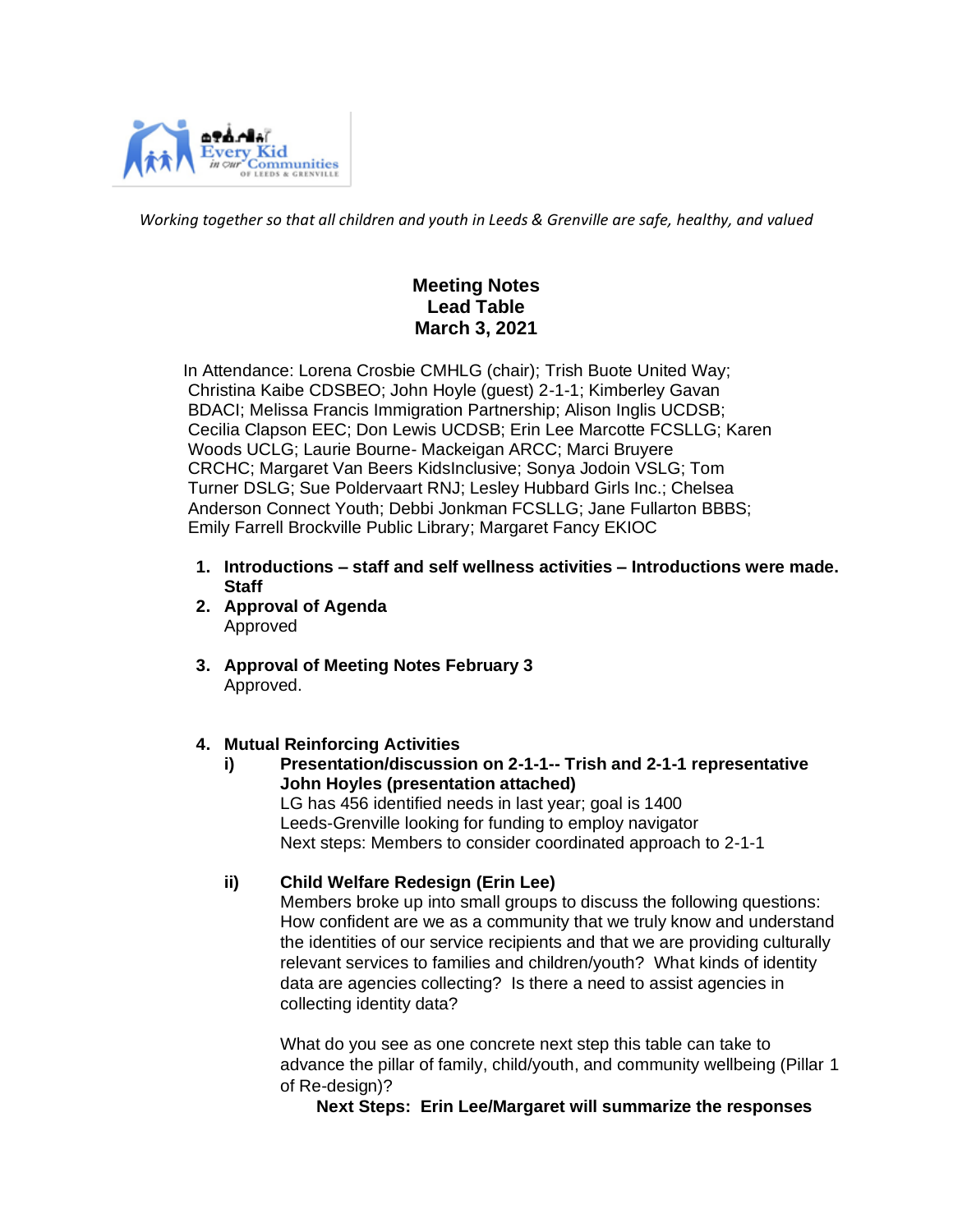*Working together so that all children and youth in Leeds & Grenville are safe, healthy, and valued*

# Meeting Notes
## Lead Table
## March 3, 2021

In Attendance: Lorena Crosbie CMHLG (chair); Trish Buote United Way; Christina Kaibe CDSBEO; John Hoyle (guest) 2-1-1; Kimberley Gavan BDACI; Melissa Francis Immigration Partnership; Alison Inglis UCDSB; Cecilia Clapson EEC; Don Lewis UCDSB; Erin Lee Marcotte FCSLLG; Karen Woods UCLG; Laurie Bourne- Mackeigan ARCC; Marci Bruyere CRCHC; Margaret Van Beers KidsInclusive; Sonya Jodoin VSLG; Tom Turner DSLG; Sue Poldervaart RNJ; Lesley Hubbard Girls Inc.; Chelsea Anderson Connect Youth; Debbi Jonkman FCSLLG; Jane Fullarton BBBS; Emily Farrell Brockville Public Library; Margaret Fancy EKIOC

1. **Introductions – staff and self wellness activities – Introductions were made. Staff**
2. **Approval of Agenda**
   Approved
3. **Approval of Meeting Notes February 3**
   Approved.
4. **Mutual Reinforcing Activities**
   - **i) Presentation/discussion on 2-1-1-- Trish and 2-1-1 representative John Hoyles (presentation attached)**
     LG has 456 identified needs in last year; goal is 1400
     Leeds-Grenville looking for funding to employ navigator
     Next steps: Members to consider coordinated approach to 2-1-1
   - **ii) Child Welfare Redesign (Erin Lee)**
     Members broke up into small groups to discuss the following questions: How confident are we as a community that we truly know and understand the identities of our service recipients and that we are providing culturally relevant services to families and children/youth? What kinds of identity data are agencies collecting? Is there a need to assist agencies in collecting identity data?

     What do you see as one concrete next step this table can take to advance the pillar of family, child/youth, and community wellbeing (Pillar 1 of Re-design)?

     **Next Steps: Erin Lee/Margaret will summarize the responses**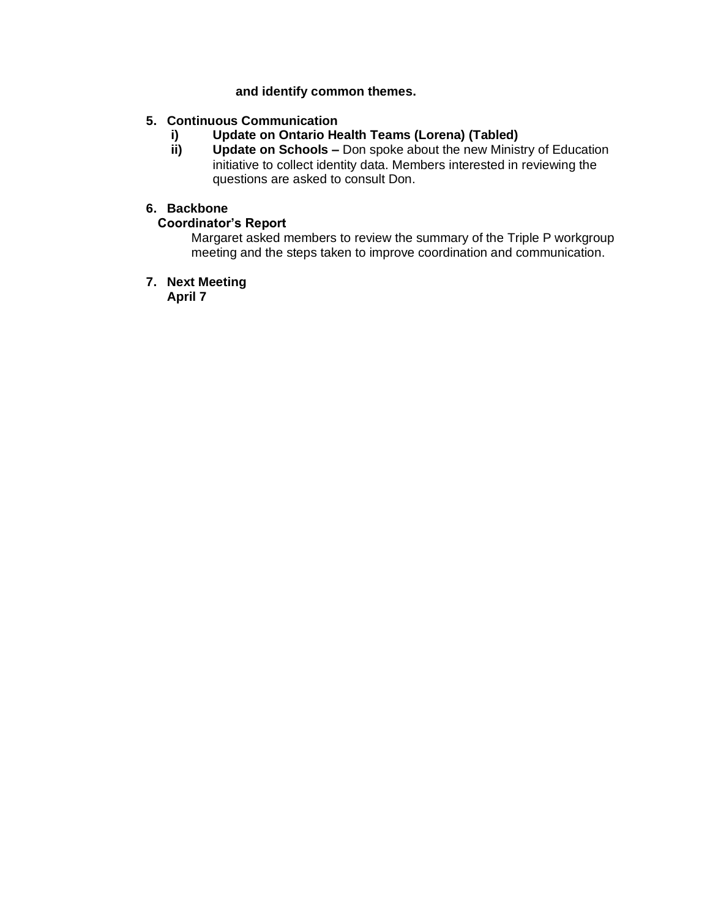**and identify common themes.**

5. **Continuous Communication**
   i) **Update on Ontario Health Teams (Lorena) (Tabled)**
   ii) **Update on Schools –** Don spoke about the new Ministry of Education initiative to collect identity data. Members interested in reviewing the questions are asked to consult Don.

6. **Backbone**

   **Coordinator's Report**

   Margaret asked members to review the summary of the Triple P workgroup meeting and the steps taken to improve coordination and communication.

7. **Next Meeting**

   **April 7**